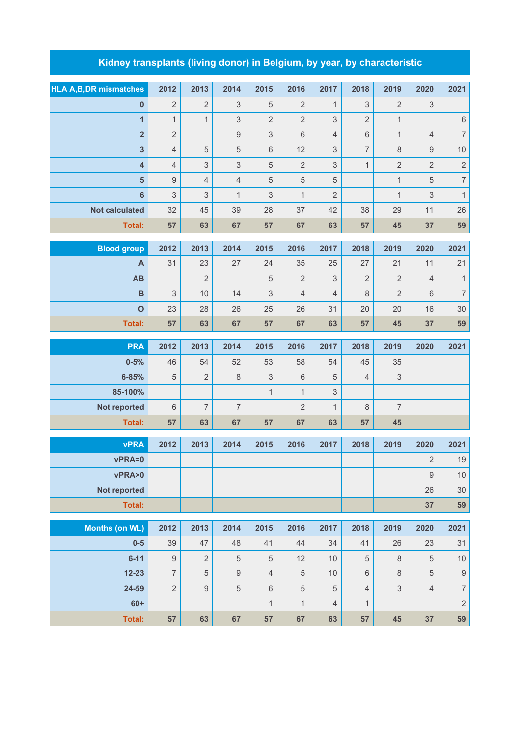# Kidney transplants (living donor) in Belgium, by year, by characteristic

| HLA A,B,DR mismatches | 2012 | 2013 | 2014 | 2015 | 2016 | 2017 | 2018 | 2019 | 2020 | 2021 |
|---|---|---|---|---|---|---|---|---|---|---|
| 0 | 2 | 2 | 3 | 5 | 2 | 1 | 3 | 2 | 3 | |
| 1 | 1 | 1 | 3 | 2 | 2 | 3 | 2 | 1 | | 6 |
| 2 | 2 | | 9 | 3 | 6 | 4 | 6 | 1 | 4 | 7 |
| 3 | 4 | 5 | 5 | 6 | 12 | 3 | 7 | 8 | 9 | 10 |
| 4 | 4 | 3 | 3 | 5 | 2 | 3 | 1 | 2 | 2 | 2 |
| 5 | 9 | 4 | 4 | 5 | 5 | 5 | | 1 | 5 | 7 |
| 6 | 3 | 3 | 1 | 3 | 1 | 2 | | 1 | 3 | 1 |
| Not calculated | 32 | 45 | 39 | 28 | 37 | 42 | 38 | 29 | 11 | 26 |
| **Total:** | **57** | **63** | **67** | **57** | **67** | **63** | **57** | **45** | **37** | **59** |

| Blood group | 2012 | 2013 | 2014 | 2015 | 2016 | 2017 | 2018 | 2019 | 2020 | 2021 |
|---|---|---|---|---|---|---|---|---|---|---|
| A | 31 | 23 | 27 | 24 | 35 | 25 | 27 | 21 | 11 | 21 |
| AB | | 2 | | 5 | 2 | 3 | 2 | 2 | 4 | 1 |
| B | 3 | 10 | 14 | 3 | 4 | 4 | 8 | 2 | 6 | 7 |
| O | 23 | 28 | 26 | 25 | 26 | 31 | 20 | 20 | 16 | 30 |
| **Total:** | **57** | **63** | **67** | **57** | **67** | **63** | **57** | **45** | **37** | **59** |

| PRA | 2012 | 2013 | 2014 | 2015 | 2016 | 2017 | 2018 | 2019 | 2020 | 2021 |
|---|---|---|---|---|---|---|---|---|---|---|
| 0-5% | 46 | 54 | 52 | 53 | 58 | 54 | 45 | 35 | | |
| 6-85% | 5 | 2 | 8 | 3 | 6 | 5 | 4 | 3 | | |
| 85-100% | | | | 1 | 1 | 3 | | | | |
| Not reported | 6 | 7 | 7 | | 2 | 1 | 8 | 7 | | |
| **Total:** | **57** | **63** | **67** | **57** | **67** | **63** | **57** | **45** | | |

| vPRA | 2012 | 2013 | 2014 | 2015 | 2016 | 2017 | 2018 | 2019 | 2020 | 2021 |
|---|---|---|---|---|---|---|---|---|---|---|
| vPRA=0 | | | | | | | | | 2 | 19 |
| vPRA>0 | | | | | | | | | 9 | 10 |
| Not reported | | | | | | | | | 26 | 30 |
| **Total:** | | | | | | | | | **37** | **59** |

| Months (on WL) | 2012 | 2013 | 2014 | 2015 | 2016 | 2017 | 2018 | 2019 | 2020 | 2021 |
|---|---|---|---|---|---|---|---|---|---|---|
| 0-5 | 39 | 47 | 48 | 41 | 44 | 34 | 41 | 26 | 23 | 31 |
| 6-11 | 9 | 2 | 5 | 5 | 12 | 10 | 5 | 8 | 5 | 10 |
| 12-23 | 7 | 5 | 9 | 4 | 5 | 10 | 6 | 8 | 5 | 9 |
| 24-59 | 2 | 9 | 5 | 6 | 5 | 5 | 4 | 3 | 4 | 7 |
| 60+ | | | | 1 | 1 | 4 | 1 | | | 2 |
| **Total:** | **57** | **63** | **67** | **57** | **67** | **63** | **57** | **45** | **37** | **59** |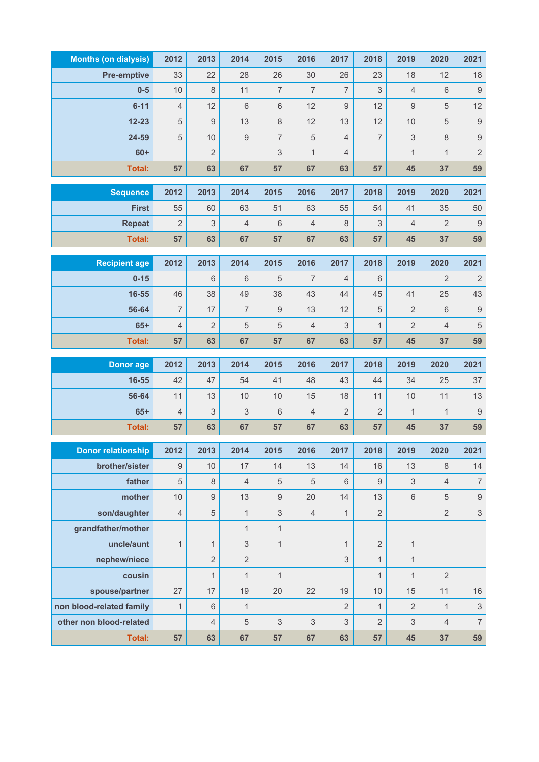| Months (on dialysis) | 2012 | 2013 | 2014 | 2015 | 2016 | 2017 | 2018 | 2019 | 2020 | 2021 |
|---|---|---|---|---|---|---|---|---|---|---|
| Pre-emptive | 33 | 22 | 28 | 26 | 30 | 26 | 23 | 18 | 12 | 18 |
| 0-5 | 10 | 8 | 11 | 7 | 7 | 7 | 3 | 4 | 6 | 9 |
| 6-11 | 4 | 12 | 6 | 6 | 12 | 9 | 12 | 9 | 5 | 12 |
| 12-23 | 5 | 9 | 13 | 8 | 12 | 13 | 12 | 10 | 5 | 9 |
| 24-59 | 5 | 10 | 9 | 7 | 5 | 4 | 7 | 3 | 8 | 9 |
| 60+ | | 2 | | 3 | 1 | 4 | | 1 | 1 | 2 |
| **Total:** | **57** | **63** | **67** | **57** | **67** | **63** | **57** | **45** | **37** | **59** |

| Sequence | 2012 | 2013 | 2014 | 2015 | 2016 | 2017 | 2018 | 2019 | 2020 | 2021 |
|---|---|---|---|---|---|---|---|---|---|---|
| First | 55 | 60 | 63 | 51 | 63 | 55 | 54 | 41 | 35 | 50 |
| Repeat | 2 | 3 | 4 | 6 | 4 | 8 | 3 | 4 | 2 | 9 |
| **Total:** | **57** | **63** | **67** | **57** | **67** | **63** | **57** | **45** | **37** | **59** |

| Recipient age | 2012 | 2013 | 2014 | 2015 | 2016 | 2017 | 2018 | 2019 | 2020 | 2021 |
|---|---|---|---|---|---|---|---|---|---|---|
| 0-15 | | 6 | 6 | 5 | 7 | 4 | 6 | | 2 | 2 |
| 16-55 | 46 | 38 | 49 | 38 | 43 | 44 | 45 | 41 | 25 | 43 |
| 56-64 | 7 | 17 | 7 | 9 | 13 | 12 | 5 | 2 | 6 | 9 |
| 65+ | 4 | 2 | 5 | 5 | 4 | 3 | 1 | 2 | 4 | 5 |
| **Total:** | **57** | **63** | **67** | **57** | **67** | **63** | **57** | **45** | **37** | **59** |

| Donor age | 2012 | 2013 | 2014 | 2015 | 2016 | 2017 | 2018 | 2019 | 2020 | 2021 |
|---|---|---|---|---|---|---|---|---|---|---|
| 16-55 | 42 | 47 | 54 | 41 | 48 | 43 | 44 | 34 | 25 | 37 |
| 56-64 | 11 | 13 | 10 | 10 | 15 | 18 | 11 | 10 | 11 | 13 |
| 65+ | 4 | 3 | 3 | 6 | 4 | 2 | 2 | 1 | 1 | 9 |
| **Total:** | **57** | **63** | **67** | **57** | **67** | **63** | **57** | **45** | **37** | **59** |

| Donor relationship | 2012 | 2013 | 2014 | 2015 | 2016 | 2017 | 2018 | 2019 | 2020 | 2021 |
|---|---|---|---|---|---|---|---|---|---|---|
| brother/sister | 9 | 10 | 17 | 14 | 13 | 14 | 16 | 13 | 8 | 14 |
| father | 5 | 8 | 4 | 5 | 5 | 6 | 9 | 3 | 4 | 7 |
| mother | 10 | 9 | 13 | 9 | 20 | 14 | 13 | 6 | 5 | 9 |
| son/daughter | 4 | 5 | 1 | 3 | 4 | 1 | 2 | | 2 | 3 |
| grandfather/mother | | | 1 | 1 | | | | | | |
| uncle/aunt | 1 | 1 | 3 | 1 | | 1 | 2 | 1 | | |
| nephew/niece | | 2 | 2 | | | 3 | 1 | 1 | | |
| cousin | | 1 | 1 | 1 | | | 1 | 1 | 2 | |
| spouse/partner | 27 | 17 | 19 | 20 | 22 | 19 | 10 | 15 | 11 | 16 |
| non blood-related family | 1 | 6 | 1 | | | 2 | 1 | 2 | 1 | 3 |
| other non blood-related | | 4 | 5 | 3 | 3 | 3 | 2 | 3 | 4 | 7 |
| **Total:** | **57** | **63** | **67** | **57** | **67** | **63** | **57** | **45** | **37** | **59** |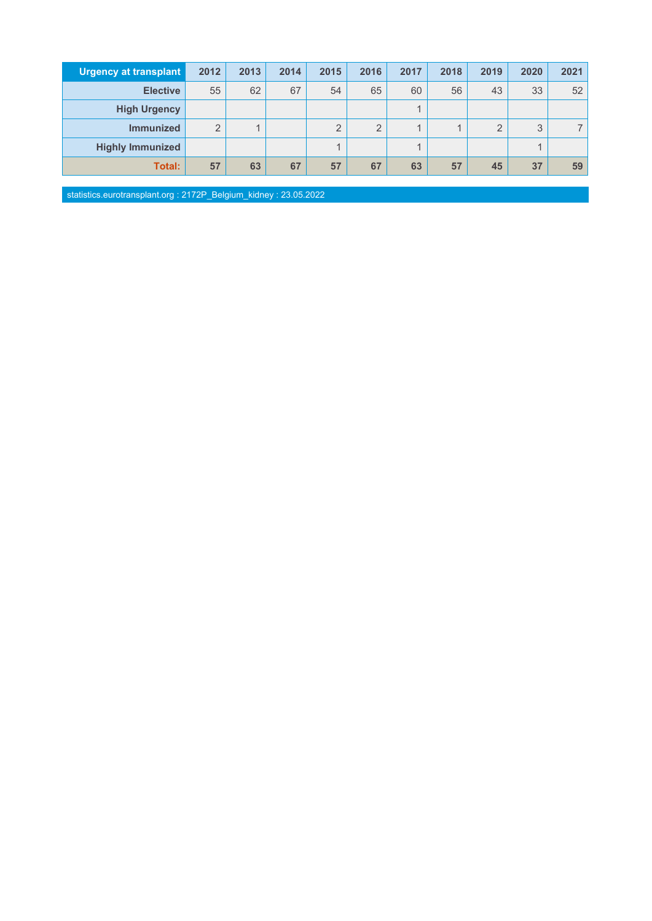| Urgency at transplant | 2012 | 2013 | 2014 | 2015 | 2016 | 2017 | 2018 | 2019 | 2020 | 2021 |
|---|---|---|---|---|---|---|---|---|---|---|
| Elective | 55 | 62 | 67 | 54 | 65 | 60 | 56 | 43 | 33 | 52 |
| High Urgency | | | | | | 1 | | | | |
| Immunized | 2 | 1 | | 2 | 2 | 1 | 1 | 2 | 3 | 7 |
| Highly Immunized | | | | 1 | | 1 | | | 1 | |
| **Total:** | **57** | **63** | **67** | **57** | **67** | **63** | **57** | **45** | **37** | **59** |

statistics.eurotransplant.org : 2172P_Belgium_kidney : 23.05.2022